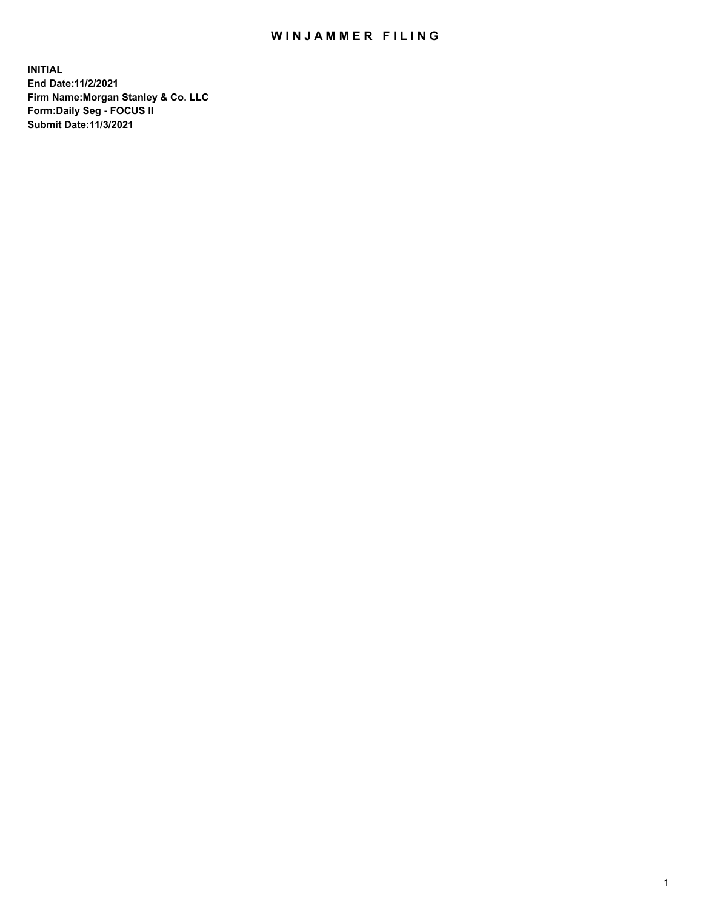# WINJAMMER FILING

**INITIAL**
**End Date:11/2/2021**
**Firm Name:Morgan Stanley & Co. LLC**
**Form:Daily Seg - FOCUS II**
**Submit Date:11/3/2021**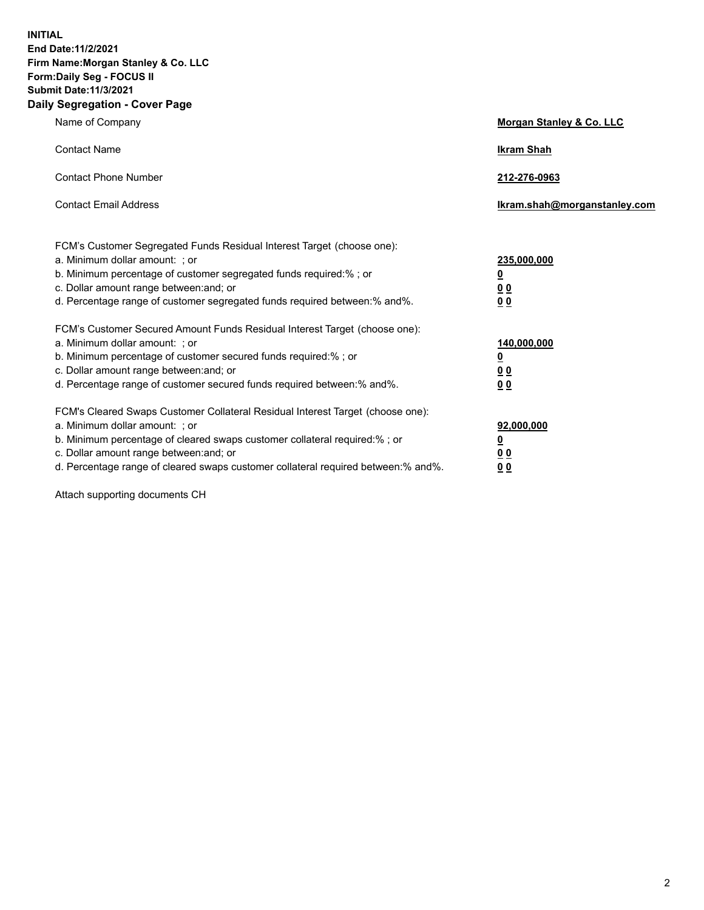**INITIAL**
**End Date:11/2/2021**
**Firm Name:Morgan Stanley & Co. LLC**
**Form:Daily Seg - FOCUS II**
**Submit Date:11/3/2021**

## Daily Segregation - Cover Page

| | |
|---|---|
| Name of Company | **Morgan Stanley & Co. LLC** |
| Contact Name | **Ikram Shah** |
| Contact Phone Number | **212-276-0963** |
| Contact Email Address | **Ikram.shah@morganstanley.com** |

| | |
|---|---|
| FCM's Customer Segregated Funds Residual Interest Target (choose one): | |
| a. Minimum dollar amount: ; or | **235,000,000** |
| b. Minimum percentage of customer segregated funds required:% ; or | **0** |
| c. Dollar amount range between:and; or | **0 0** |
| d. Percentage range of customer segregated funds required between:% and%. | **0 0** |
| FCM's Customer Secured Amount Funds Residual Interest Target (choose one): | |
| a. Minimum dollar amount: ; or | **140,000,000** |
| b. Minimum percentage of customer secured funds required:% ; or | **0** |
| c. Dollar amount range between:and; or | **0 0** |
| d. Percentage range of customer secured funds required between:% and%. | **0 0** |
| FCM's Cleared Swaps Customer Collateral Residual Interest Target (choose one): | |
| a. Minimum dollar amount: ; or | **92,000,000** |
| b. Minimum percentage of cleared swaps customer collateral required:% ; or | **0** |
| c. Dollar amount range between:and; or | **0 0** |
| d. Percentage range of cleared swaps customer collateral required between:% and%. | **0 0** |

Attach supporting documents CH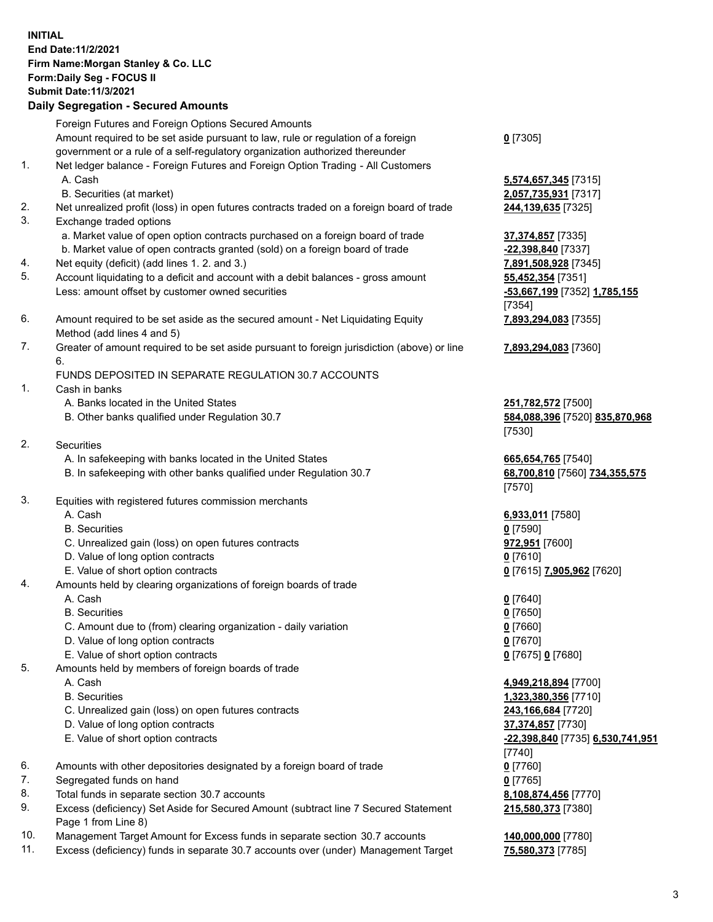**INITIAL**
**End Date:11/2/2021**
**Firm Name:Morgan Stanley & Co. LLC**
**Form:Daily Seg - FOCUS II**
**Submit Date:11/3/2021**

## Daily Segregation - Secured Amounts

| | | |
|---|---|---|
| | Foreign Futures and Foreign Options Secured Amounts | |
| | Amount required to be set aside pursuant to law, rule or regulation of a foreign government or a rule of a self-regulatory organization authorized thereunder | **0** [7305] |
| 1. | Net ledger balance - Foreign Futures and Foreign Option Trading - All Customers | |
| | A. Cash | **5,574,657,345** [7315] |
| | B. Securities (at market) | **2,057,735,931** [7317] |
| 2. | Net unrealized profit (loss) in open futures contracts traded on a foreign board of trade | **244,139,635** [7325] |
| 3. | Exchange traded options | |
| | a. Market value of open option contracts purchased on a foreign board of trade | **37,374,857** [7335] |
| | b. Market value of open contracts granted (sold) on a foreign board of trade | **-22,398,840** [7337] |
| 4. | Net equity (deficit) (add lines 1. 2. and 3.) | **7,891,508,928** [7345] |
| 5. | Account liquidating to a deficit and account with a debit balances - gross amount | **55,452,354** [7351] |
| | Less: amount offset by customer owned securities | **-53,667,199** [7352] **1,785,155** [7354] |
| 6. | Amount required to be set aside as the secured amount - Net Liquidating Equity Method (add lines 4 and 5) | **7,893,294,083** [7355] |
| 7. | Greater of amount required to be set aside pursuant to foreign jurisdiction (above) or line 6. | **7,893,294,083** [7360] |
| | FUNDS DEPOSITED IN SEPARATE REGULATION 30.7 ACCOUNTS | |
| 1. | Cash in banks | |
| | A. Banks located in the United States | **251,782,572** [7500] |
| | B. Other banks qualified under Regulation 30.7 | **584,088,396** [7520] **835,870,968** [7530] |
| 2. | Securities | |
| | A. In safekeeping with banks located in the United States | **665,654,765** [7540] |
| | B. In safekeeping with other banks qualified under Regulation 30.7 | **68,700,810** [7560] **734,355,575** [7570] |
| 3. | Equities with registered futures commission merchants | |
| | A. Cash | **6,933,011** [7580] |
| | B. Securities | **0** [7590] |
| | C. Unrealized gain (loss) on open futures contracts | **972,951** [7600] |
| | D. Value of long option contracts | **0** [7610] |
| | E. Value of short option contracts | **0** [7615] **7,905,962** [7620] |
| 4. | Amounts held by clearing organizations of foreign boards of trade | |
| | A. Cash | **0** [7640] |
| | B. Securities | **0** [7650] |
| | C. Amount due to (from) clearing organization - daily variation | **0** [7660] |
| | D. Value of long option contracts | **0** [7670] |
| | E. Value of short option contracts | **0** [7675] **0** [7680] |
| 5. | Amounts held by members of foreign boards of trade | |
| | A. Cash | **4,949,218,894** [7700] |
| | B. Securities | **1,323,380,356** [7710] |
| | C. Unrealized gain (loss) on open futures contracts | **243,166,684** [7720] |
| | D. Value of long option contracts | **37,374,857** [7730] |
| | E. Value of short option contracts | **-22,398,840** [7735] **6,530,741,951** [7740] |
| 6. | Amounts with other depositories designated by a foreign board of trade | **0** [7760] |
| 7. | Segregated funds on hand | **0** [7765] |
| 8. | Total funds in separate section 30.7 accounts | **8,108,874,456** [7770] |
| 9. | Excess (deficiency) Set Aside for Secured Amount (subtract line 7 Secured Statement Page 1 from Line 8) | **215,580,373** [7380] |
| 10. | Management Target Amount for Excess funds in separate section 30.7 accounts | **140,000,000** [7780] |
| 11. | Excess (deficiency) funds in separate 30.7 accounts over (under) Management Target | **75,580,373** [7785] |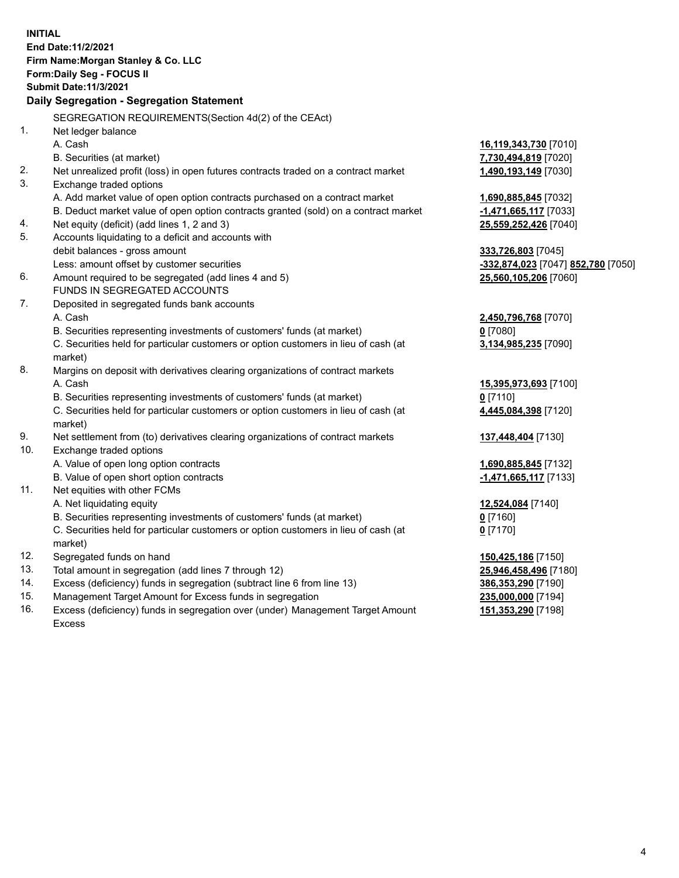**INITIAL**
**End Date:11/2/2021**
**Firm Name:Morgan Stanley & Co. LLC**
**Form:Daily Seg - FOCUS II**
**Submit Date:11/3/2021**

## Daily Segregation - Segregation Statement

SEGREGATION REQUIREMENTS(Section 4d(2) of the CEAct)

| | | |
|---|---|---|
| 1. | Net ledger balance | |
| | A. Cash | **16,119,343,730** [7010] |
| | B. Securities (at market) | **7,730,494,819** [7020] |
| 2. | Net unrealized profit (loss) in open futures contracts traded on a contract market | **1,490,193,149** [7030] |
| 3. | Exchange traded options | |
| | A. Add market value of open option contracts purchased on a contract market | **1,690,885,845** [7032] |
| | B. Deduct market value of open option contracts granted (sold) on a contract market | **-1,471,665,117** [7033] |
| 4. | Net equity (deficit) (add lines 1, 2 and 3) | **25,559,252,426** [7040] |
| 5. | Accounts liquidating to a deficit and accounts with | |
| | debit balances - gross amount | **333,726,803** [7045] |
| | Less: amount offset by customer securities | **-332,874,023** [7047] **852,780** [7050] |
| 6. | Amount required to be segregated (add lines 4 and 5) | **25,560,105,206** [7060] |
| | FUNDS IN SEGREGATED ACCOUNTS | |
| 7. | Deposited in segregated funds bank accounts | |
| | A. Cash | **2,450,796,768** [7070] |
| | B. Securities representing investments of customers' funds (at market) | **0** [7080] |
| | C. Securities held for particular customers or option customers in lieu of cash (at market) | **3,134,985,235** [7090] |
| 8. | Margins on deposit with derivatives clearing organizations of contract markets | |
| | A. Cash | **15,395,973,693** [7100] |
| | B. Securities representing investments of customers' funds (at market) | **0** [7110] |
| | C. Securities held for particular customers or option customers in lieu of cash (at market) | **4,445,084,398** [7120] |
| 9. | Net settlement from (to) derivatives clearing organizations of contract markets | **137,448,404** [7130] |
| 10. | Exchange traded options | |
| | A. Value of open long option contracts | **1,690,885,845** [7132] |
| | B. Value of open short option contracts | **-1,471,665,117** [7133] |
| 11. | Net equities with other FCMs | |
| | A. Net liquidating equity | **12,524,084** [7140] |
| | B. Securities representing investments of customers' funds (at market) | **0** [7160] |
| | C. Securities held for particular customers or option customers in lieu of cash (at market) | **0** [7170] |
| 12. | Segregated funds on hand | **150,425,186** [7150] |
| 13. | Total amount in segregation (add lines 7 through 12) | **25,946,458,496** [7180] |
| 14. | Excess (deficiency) funds in segregation (subtract line 6 from line 13) | **386,353,290** [7190] |
| 15. | Management Target Amount for Excess funds in segregation | **235,000,000** [7194] |
| 16. | Excess (deficiency) funds in segregation over (under) Management Target Amount Excess | **151,353,290** [7198] |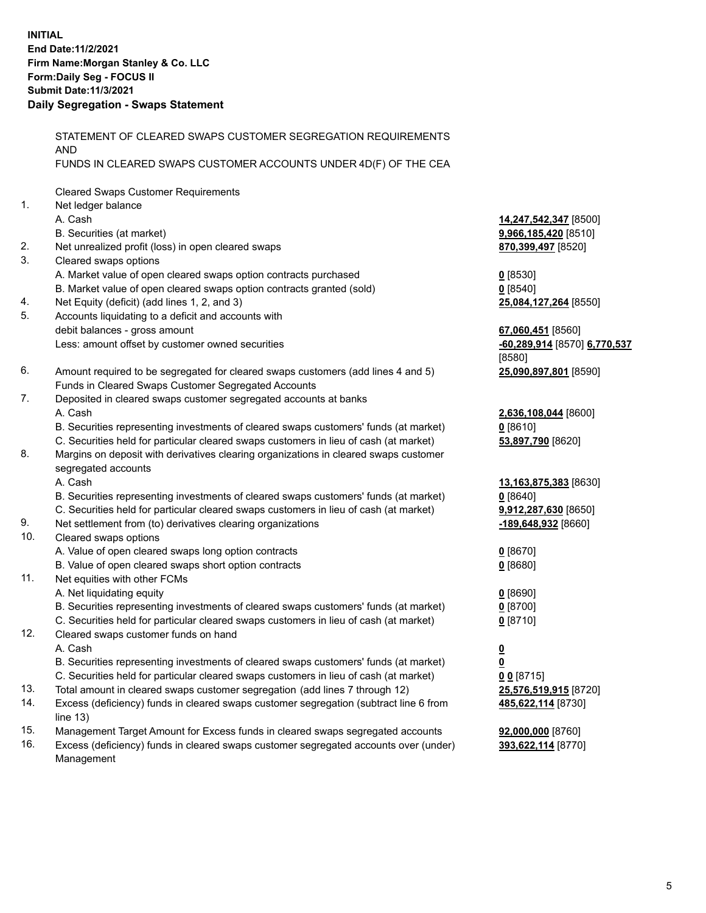**INITIAL**
**End Date:11/2/2021**
**Firm Name:Morgan Stanley & Co. LLC**
**Form:Daily Seg - FOCUS II**
**Submit Date:11/3/2021**
**Daily Segregation - Swaps Statement**

STATEMENT OF CLEARED SWAPS CUSTOMER SEGREGATION REQUIREMENTS AND
FUNDS IN CLEARED SWAPS CUSTOMER ACCOUNTS UNDER 4D(F) OF THE CEA

| | | |
|---|---|---|
| | Cleared Swaps Customer Requirements | |
| 1. | Net ledger balance | |
| | A. Cash | **14,247,542,347** [8500] |
| | B. Securities (at market) | **9,966,185,420** [8510] |
| 2. | Net unrealized profit (loss) in open cleared swaps | **870,399,497** [8520] |
| 3. | Cleared swaps options | |
| | A. Market value of open cleared swaps option contracts purchased | **0** [8530] |
| | B. Market value of open cleared swaps option contracts granted (sold) | **0** [8540] |
| 4. | Net Equity (deficit) (add lines 1, 2, and 3) | **25,084,127,264** [8550] |
| 5. | Accounts liquidating to a deficit and accounts with debit balances - gross amount | **67,060,451** [8560] |
| | Less: amount offset by customer owned securities | **-60,289,914** [8570] **6,770,537** [8580] |
| 6. | Amount required to be segregated for cleared swaps customers (add lines 4 and 5) | **25,090,897,801** [8590] |
| | Funds in Cleared Swaps Customer Segregated Accounts | |
| 7. | Deposited in cleared swaps customer segregated accounts at banks | |
| | A. Cash | **2,636,108,044** [8600] |
| | B. Securities representing investments of cleared swaps customers' funds (at market) | **0** [8610] |
| | C. Securities held for particular cleared swaps customers in lieu of cash (at market) | **53,897,790** [8620] |
| 8. | Margins on deposit with derivatives clearing organizations in cleared swaps customer segregated accounts | |
| | A. Cash | **13,163,875,383** [8630] |
| | B. Securities representing investments of cleared swaps customers' funds (at market) | **0** [8640] |
| | C. Securities held for particular cleared swaps customers in lieu of cash (at market) | **9,912,287,630** [8650] |
| 9. | Net settlement from (to) derivatives clearing organizations | **-189,648,932** [8660] |
| 10. | Cleared swaps options | |
| | A. Value of open cleared swaps long option contracts | **0** [8670] |
| | B. Value of open cleared swaps short option contracts | **0** [8680] |
| 11. | Net equities with other FCMs | |
| | A. Net liquidating equity | **0** [8690] |
| | B. Securities representing investments of cleared swaps customers' funds (at market) | **0** [8700] |
| | C. Securities held for particular cleared swaps customers in lieu of cash (at market) | **0** [8710] |
| 12. | Cleared swaps customer funds on hand | |
| | A. Cash | **0** |
| | B. Securities representing investments of cleared swaps customers' funds (at market) | **0** |
| | C. Securities held for particular cleared swaps customers in lieu of cash (at market) | **0** **0** [8715] |
| 13. | Total amount in cleared swaps customer segregation (add lines 7 through 12) | **25,576,519,915** [8720] |
| 14. | Excess (deficiency) funds in cleared swaps customer segregation (subtract line 6 from line 13) | **485,622,114** [8730] |
| 15. | Management Target Amount for Excess funds in cleared swaps segregated accounts | **92,000,000** [8760] |
| 16. | Excess (deficiency) funds in cleared swaps customer segregated accounts over (under) Management | **393,622,114** [8770] |